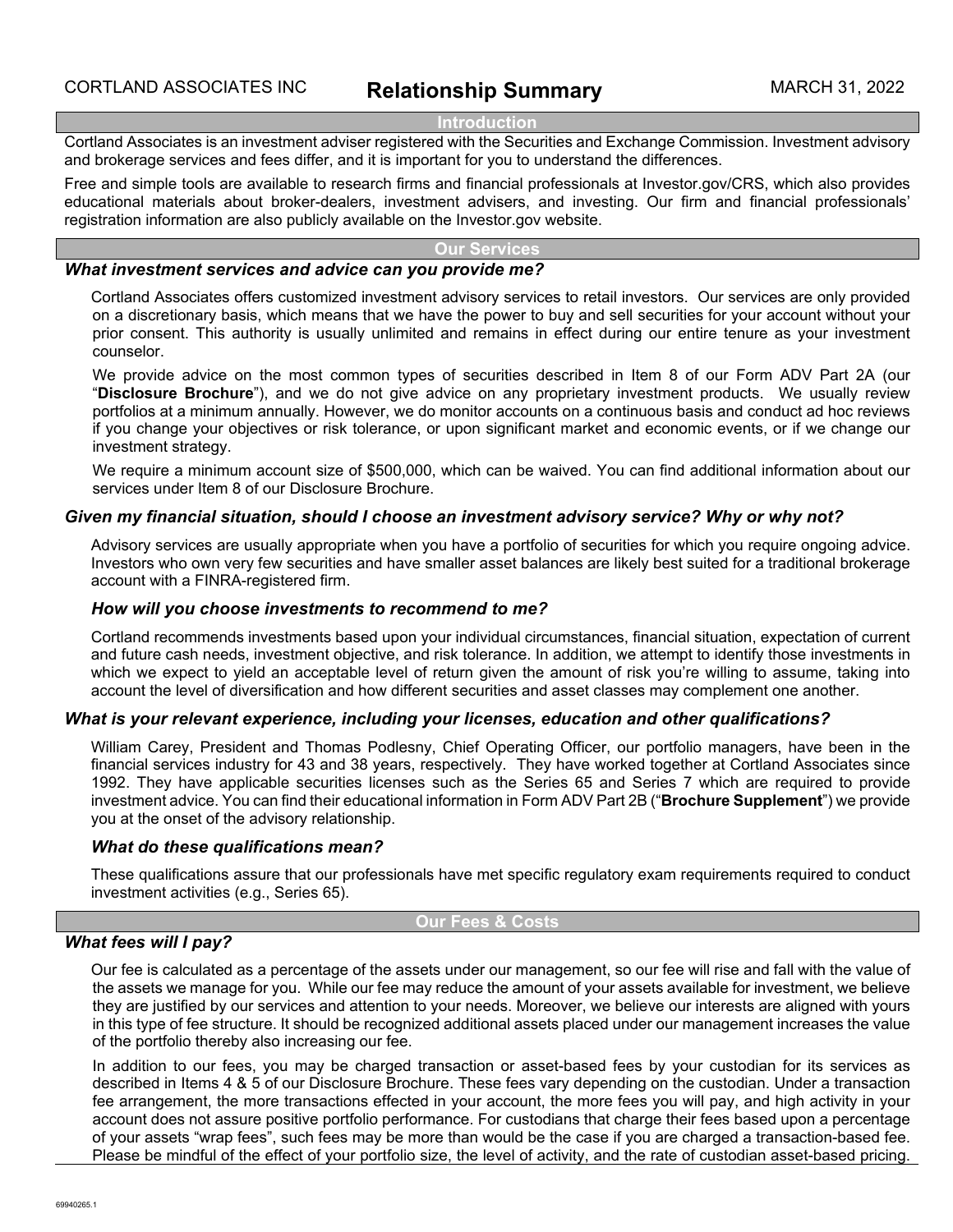CORTLAND ASSOCIATES INC

# Relationship Summary

MARCH 31, 2022

## Introduction

Cortland Associates is an investment adviser registered with the Securities and Exchange Commission. Investment advisory and brokerage services and fees differ, and it is important for you to understand the differences.

Free and simple tools are available to research firms and financial professionals at Investor.gov/CRS, which also provides educational materials about broker-dealers, investment advisers, and investing. Our firm and financial professionals' registration information are also publicly available on the Investor.gov website.

## Our Services

### *What investment services and advice can you provide me?*

Cortland Associates offers customized investment advisory services to retail investors. Our services are only provided on a discretionary basis, which means that we have the power to buy and sell securities for your account without your prior consent. This authority is usually unlimited and remains in effect during our entire tenure as your investment counselor.

We provide advice on the most common types of securities described in Item 8 of our Form ADV Part 2A (our "**Disclosure Brochure**"), and we do not give advice on any proprietary investment products. We usually review portfolios at a minimum annually. However, we do monitor accounts on a continuous basis and conduct ad hoc reviews if you change your objectives or risk tolerance, or upon significant market and economic events, or if we change our investment strategy.

We require a minimum account size of $500,000, which can be waived. You can find additional information about our services under Item 8 of our Disclosure Brochure.

### *Given my financial situation, should I choose an investment advisory service? Why or why not?*

Advisory services are usually appropriate when you have a portfolio of securities for which you require ongoing advice. Investors who own very few securities and have smaller asset balances are likely best suited for a traditional brokerage account with a FINRA-registered firm.

### *How will you choose investments to recommend to me?*

Cortland recommends investments based upon your individual circumstances, financial situation, expectation of current and future cash needs, investment objective, and risk tolerance. In addition, we attempt to identify those investments in which we expect to yield an acceptable level of return given the amount of risk you're willing to assume, taking into account the level of diversification and how different securities and asset classes may complement one another.

### *What is your relevant experience, including your licenses, education and other qualifications?*

William Carey, President and Thomas Podlesny, Chief Operating Officer, our portfolio managers, have been in the financial services industry for 43 and 38 years, respectively. They have worked together at Cortland Associates since 1992. They have applicable securities licenses such as the Series 65 and Series 7 which are required to provide investment advice. You can find their educational information in Form ADV Part 2B ("**Brochure Supplement**") we provide you at the onset of the advisory relationship.

### *What do these qualifications mean?*

These qualifications assure that our professionals have met specific regulatory exam requirements required to conduct investment activities (e.g., Series 65).

## Our Fees & Costs

### *What fees will I pay?*

Our fee is calculated as a percentage of the assets under our management, so our fee will rise and fall with the value of the assets we manage for you. While our fee may reduce the amount of your assets available for investment, we believe they are justified by our services and attention to your needs. Moreover, we believe our interests are aligned with yours in this type of fee structure. It should be recognized additional assets placed under our management increases the value of the portfolio thereby also increasing our fee.

In addition to our fees, you may be charged transaction or asset-based fees by your custodian for its services as described in Items 4 & 5 of our Disclosure Brochure. These fees vary depending on the custodian. Under a transaction fee arrangement, the more transactions effected in your account, the more fees you will pay, and high activity in your account does not assure positive portfolio performance. For custodians that charge their fees based upon a percentage of your assets "wrap fees", such fees may be more than would be the case if you are charged a transaction-based fee. Please be mindful of the effect of your portfolio size, the level of activity, and the rate of custodian asset-based pricing.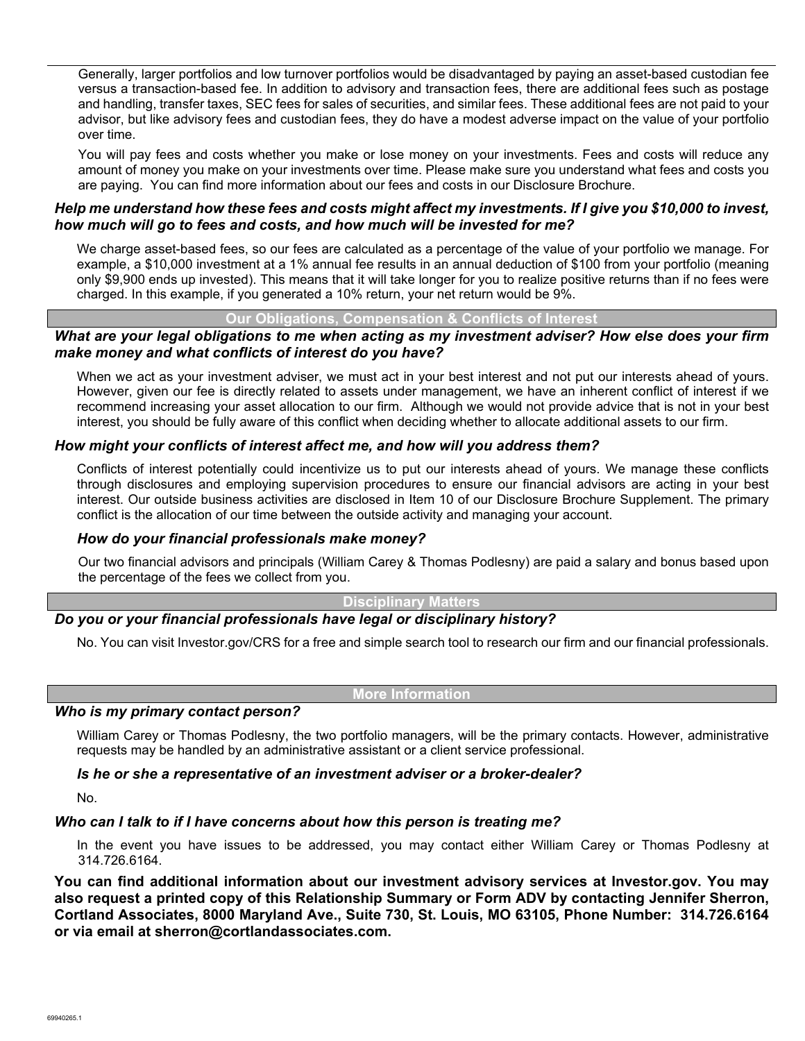Generally, larger portfolios and low turnover portfolios would be disadvantaged by paying an asset-based custodian fee versus a transaction-based fee. In addition to advisory and transaction fees, there are additional fees such as postage and handling, transfer taxes, SEC fees for sales of securities, and similar fees. These additional fees are not paid to your advisor, but like advisory fees and custodian fees, they do have a modest adverse impact on the value of your portfolio over time.

You will pay fees and costs whether you make or lose money on your investments. Fees and costs will reduce any amount of money you make on your investments over time. Please make sure you understand what fees and costs you are paying. You can find more information about our fees and costs in our Disclosure Brochure.

***Help me understand how these fees and costs might affect my investments. If I give you $10,000 to invest, how much will go to fees and costs, and how much will be invested for me?***

We charge asset-based fees, so our fees are calculated as a percentage of the value of your portfolio we manage. For example, a $10,000 investment at a 1% annual fee results in an annual deduction of $100 from your portfolio (meaning only $9,900 ends up invested). This means that it will take longer for you to realize positive returns than if no fees were charged. In this example, if you generated a 10% return, your net return would be 9%.

## Our Obligations, Compensation & Conflicts of Interest

***What are your legal obligations to me when acting as my investment adviser? How else does your firm make money and what conflicts of interest do you have?***

When we act as your investment adviser, we must act in your best interest and not put our interests ahead of yours. However, given our fee is directly related to assets under management, we have an inherent conflict of interest if we recommend increasing your asset allocation to our firm. Although we would not provide advice that is not in your best interest, you should be fully aware of this conflict when deciding whether to allocate additional assets to our firm.

***How might your conflicts of interest affect me, and how will you address them?***

Conflicts of interest potentially could incentivize us to put our interests ahead of yours. We manage these conflicts through disclosures and employing supervision procedures to ensure our financial advisors are acting in your best interest. Our outside business activities are disclosed in Item 10 of our Disclosure Brochure Supplement. The primary conflict is the allocation of our time between the outside activity and managing your account.

***How do your financial professionals make money?***

Our two financial advisors and principals (William Carey & Thomas Podlesny) are paid a salary and bonus based upon the percentage of the fees we collect from you.

## Disciplinary Matters

***Do you or your financial professionals have legal or disciplinary history?***

No. You can visit Investor.gov/CRS for a free and simple search tool to research our firm and our financial professionals.

## More Information

***Who is my primary contact person?***

William Carey or Thomas Podlesny, the two portfolio managers, will be the primary contacts. However, administrative requests may be handled by an administrative assistant or a client service professional.

***Is he or she a representative of an investment adviser or a broker-dealer?***

No.

***Who can I talk to if I have concerns about how this person is treating me?***

In the event you have issues to be addressed, you may contact either William Carey or Thomas Podlesny at 314.726.6164.

**You can find additional information about our investment advisory services at Investor.gov. You may also request a printed copy of this Relationship Summary or Form ADV by contacting Jennifer Sherron, Cortland Associates, 8000 Maryland Ave., Suite 730, St. Louis, MO 63105, Phone Number: 314.726.6164 or via email at sherron@cortlandassociates.com.**

69940265.1